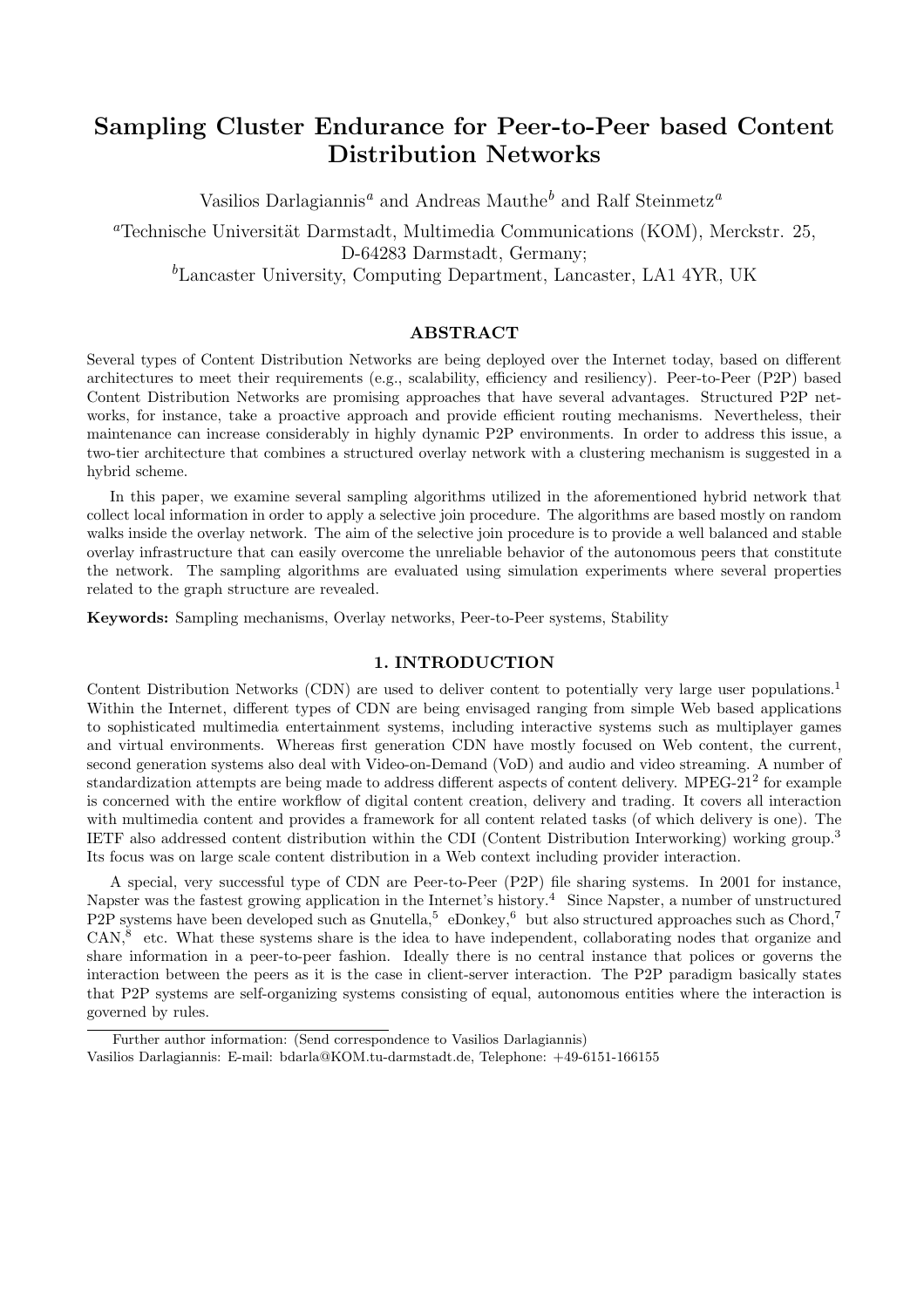# Sampling Cluster Endurance for Peer-to-Peer based Content Distribution Networks

Vasilios Darlagiannis[a] and Andreas Mauthe[b] and Ralf Steinmetz[a]

[a]Technische Universität Darmstadt, Multimedia Communications (KOM), Merckstr. 25, D-64283 Darmstadt, Germany;

[b]Lancaster University, Computing Department, Lancaster, LA1 4YR, UK

## ABSTRACT

Several types of Content Distribution Networks are being deployed over the Internet today, based on different architectures to meet their requirements (e.g., scalability, efficiency and resiliency). Peer-to-Peer (P2P) based Content Distribution Networks are promising approaches that have several advantages. Structured P2P networks, for instance, take a proactive approach and provide efficient routing mechanisms. Nevertheless, their maintenance can increase considerably in highly dynamic P2P environments. In order to address this issue, a two-tier architecture that combines a structured overlay network with a clustering mechanism is suggested in a hybrid scheme.

In this paper, we examine several sampling algorithms utilized in the aforementioned hybrid network that collect local information in order to apply a selective join procedure. The algorithms are based mostly on random walks inside the overlay network. The aim of the selective join procedure is to provide a well balanced and stable overlay infrastructure that can easily overcome the unreliable behavior of the autonomous peers that constitute the network. The sampling algorithms are evaluated using simulation experiments where several properties related to the graph structure are revealed.

**Keywords:** Sampling mechanisms, Overlay networks, Peer-to-Peer systems, Stability

## 1. INTRODUCTION

Content Distribution Networks (CDN) are used to deliver content to potentially very large user populations.[1] Within the Internet, different types of CDN are being envisaged ranging from simple Web based applications to sophisticated multimedia entertainment systems, including interactive systems such as multiplayer games and virtual environments. Whereas first generation CDN have mostly focused on Web content, the current, second generation systems also deal with Video-on-Demand (VoD) and audio and video streaming. A number of standardization attempts are being made to address different aspects of content delivery. MPEG-21[2] for example is concerned with the entire workflow of digital content creation, delivery and trading. It covers all interaction with multimedia content and provides a framework for all content related tasks (of which delivery is one). The IETF also addressed content distribution within the CDI (Content Distribution Interworking) working group.[3] Its focus was on large scale content distribution in a Web context including provider interaction.

A special, very successful type of CDN are Peer-to-Peer (P2P) file sharing systems. In 2001 for instance, Napster was the fastest growing application in the Internet's history.[4] Since Napster, a number of unstructured P2P systems have been developed such as Gnutella,[5] eDonkey,[6] but also structured approaches such as Chord,[7] CAN,[8] etc. What these systems share is the idea to have independent, collaborating nodes that organize and share information in a peer-to-peer fashion. Ideally there is no central instance that polices or governs the interaction between the peers as it is the case in client-server interaction. The P2P paradigm basically states that P2P systems are self-organizing systems consisting of equal, autonomous entities where the interaction is governed by rules.

Further author information: (Send correspondence to Vasilios Darlagiannis)
Vasilios Darlagiannis: E-mail: bdarla@KOM.tu-darmstadt.de, Telephone: +49-6151-166155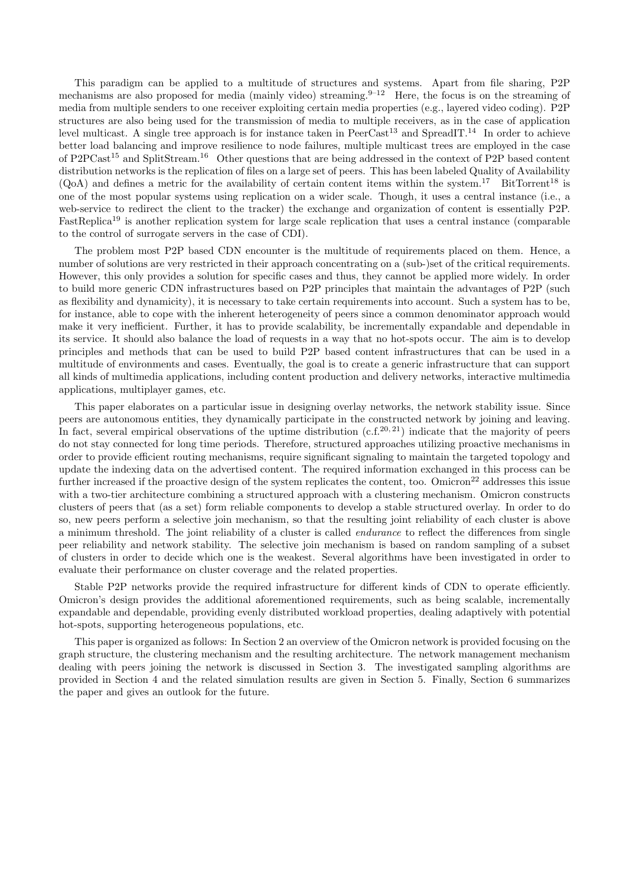This paradigm can be applied to a multitude of structures and systems. Apart from file sharing, P2P mechanisms are also proposed for media (mainly video) streaming.[9–12] Here, the focus is on the streaming of media from multiple senders to one receiver exploiting certain media properties (e.g., layered video coding). P2P structures are also being used for the transmission of media to multiple receivers, as in the case of application level multicast. A single tree approach is for instance taken in PeerCast[13] and SpreadIT.[14] In order to achieve better load balancing and improve resilience to node failures, multiple multicast trees are employed in the case of P2PCast[15] and SplitStream.[16] Other questions that are being addressed in the context of P2P based content distribution networks is the replication of files on a large set of peers. This has been labeled Quality of Availability (QoA) and defines a metric for the availability of certain content items within the system.[17] BitTorrent[18] is one of the most popular systems using replication on a wider scale. Though, it uses a central instance (i.e., a web-service to redirect the client to the tracker) the exchange and organization of content is essentially P2P. FastReplica[19] is another replication system for large scale replication that uses a central instance (comparable to the control of surrogate servers in the case of CDI).

The problem most P2P based CDN encounter is the multitude of requirements placed on them. Hence, a number of solutions are very restricted in their approach concentrating on a (sub-)set of the critical requirements. However, this only provides a solution for specific cases and thus, they cannot be applied more widely. In order to build more generic CDN infrastructures based on P2P principles that maintain the advantages of P2P (such as flexibility and dynamicity), it is necessary to take certain requirements into account. Such a system has to be, for instance, able to cope with the inherent heterogeneity of peers since a common denominator approach would make it very inefficient. Further, it has to provide scalability, be incrementally expandable and dependable in its service. It should also balance the load of requests in a way that no hot-spots occur. The aim is to develop principles and methods that can be used to build P2P based content infrastructures that can be used in a multitude of environments and cases. Eventually, the goal is to create a generic infrastructure that can support all kinds of multimedia applications, including content production and delivery networks, interactive multimedia applications, multiplayer games, etc.

This paper elaborates on a particular issue in designing overlay networks, the network stability issue. Since peers are autonomous entities, they dynamically participate in the constructed network by joining and leaving. In fact, several empirical observations of the uptime distribution (c.f.[20,21]) indicate that the majority of peers do not stay connected for long time periods. Therefore, structured approaches utilizing proactive mechanisms in order to provide efficient routing mechanisms, require significant signaling to maintain the targeted topology and update the indexing data on the advertised content. The required information exchanged in this process can be further increased if the proactive design of the system replicates the content, too. Omicron[22] addresses this issue with a two-tier architecture combining a structured approach with a clustering mechanism. Omicron constructs clusters of peers that (as a set) form reliable components to develop a stable structured overlay. In order to do so, new peers perform a selective join mechanism, so that the resulting joint reliability of each cluster is above a minimum threshold. The joint reliability of a cluster is called *endurance* to reflect the differences from single peer reliability and network stability. The selective join mechanism is based on random sampling of a subset of clusters in order to decide which one is the weakest. Several algorithms have been investigated in order to evaluate their performance on cluster coverage and the related properties.

Stable P2P networks provide the required infrastructure for different kinds of CDN to operate efficiently. Omicron's design provides the additional aforementioned requirements, such as being scalable, incrementally expandable and dependable, providing evenly distributed workload properties, dealing adaptively with potential hot-spots, supporting heterogeneous populations, etc.

This paper is organized as follows: In Section 2 an overview of the Omicron network is provided focusing on the graph structure, the clustering mechanism and the resulting architecture. The network management mechanism dealing with peers joining the network is discussed in Section 3. The investigated sampling algorithms are provided in Section 4 and the related simulation results are given in Section 5. Finally, Section 6 summarizes the paper and gives an outlook for the future.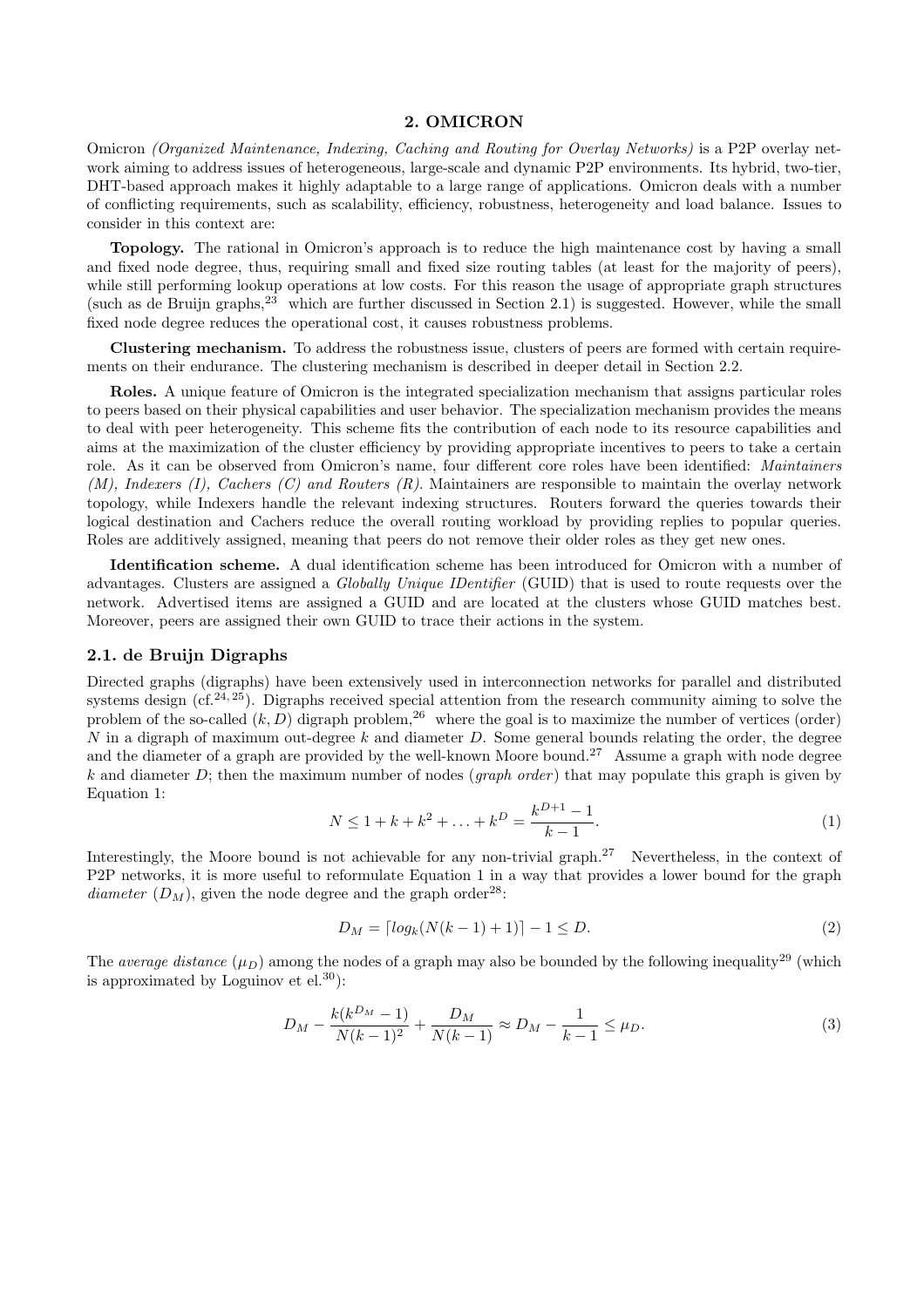## 2. OMICRON

Omicron *(Organized Maintenance, Indexing, Caching and Routing for Overlay Networks)* is a P2P overlay network aiming to address issues of heterogeneous, large-scale and dynamic P2P environments. Its hybrid, two-tier, DHT-based approach makes it highly adaptable to a large range of applications. Omicron deals with a number of conflicting requirements, such as scalability, efficiency, robustness, heterogeneity and load balance. Issues to consider in this context are:

**Topology.** The rational in Omicron's approach is to reduce the high maintenance cost by having a small and fixed node degree, thus, requiring small and fixed size routing tables (at least for the majority of peers), while still performing lookup operations at low costs. For this reason the usage of appropriate graph structures (such as de Bruijn graphs,[23] which are further discussed in Section 2.1) is suggested. However, while the small fixed node degree reduces the operational cost, it causes robustness problems.

**Clustering mechanism.** To address the robustness issue, clusters of peers are formed with certain requirements on their endurance. The clustering mechanism is described in deeper detail in Section 2.2.

**Roles.** A unique feature of Omicron is the integrated specialization mechanism that assigns particular roles to peers based on their physical capabilities and user behavior. The specialization mechanism provides the means to deal with peer heterogeneity. This scheme fits the contribution of each node to its resource capabilities and aims at the maximization of the cluster efficiency by providing appropriate incentives to peers to take a certain role. As it can be observed from Omicron's name, four different core roles have been identified: *Maintainers (M), Indexers (I), Cachers (C) and Routers (R).* Maintainers are responsible to maintain the overlay network topology, while Indexers handle the relevant indexing structures. Routers forward the queries towards their logical destination and Cachers reduce the overall routing workload by providing replies to popular queries. Roles are additively assigned, meaning that peers do not remove their older roles as they get new ones.

**Identification scheme.** A dual identification scheme has been introduced for Omicron with a number of advantages. Clusters are assigned a *Globally Unique IDentifier* (GUID) that is used to route requests over the network. Advertised items are assigned a GUID and are located at the clusters whose GUID matches best. Moreover, peers are assigned their own GUID to trace their actions in the system.

### 2.1. de Bruijn Digraphs

Directed graphs (digraphs) have been extensively used in interconnection networks for parallel and distributed systems design (cf.[24,25]). Digraphs received special attention from the research community aiming to solve the problem of the so-called $(k, D)$ digraph problem,[26] where the goal is to maximize the number of vertices (order) $N$ in a digraph of maximum out-degree $k$ and diameter $D$. Some general bounds relating the order, the degree and the diameter of a graph are provided by the well-known Moore bound.[27] Assume a graph with node degree $k$ and diameter $D$; then the maximum number of nodes (*graph order*) that may populate this graph is given by Equation 1:

$$N \leq 1 + k + k^2 + \ldots + k^D = \frac{k^{D+1} - 1}{k - 1}. \tag{1}$$

Interestingly, the Moore bound is not achievable for any non-trivial graph.[27] Nevertheless, in the context of P2P networks, it is more useful to reformulate Equation 1 in a way that provides a lower bound for the graph *diameter* ($D_M$), given the node degree and the graph order[28]:

$$D_M = \lceil log_k(N(k-1)+1) \rceil - 1 \leq D. \tag{2}$$

The *average distance* ($\mu_D$) among the nodes of a graph may also be bounded by the following inequality[29] (which is approximated by Loguinov et el.[30]):

$$D_M - \frac{k(k^{D_M} - 1)}{N(k-1)^2} + \frac{D_M}{N(k-1)} \approx D_M - \frac{1}{k-1} \leq \mu_D. \tag{3}$$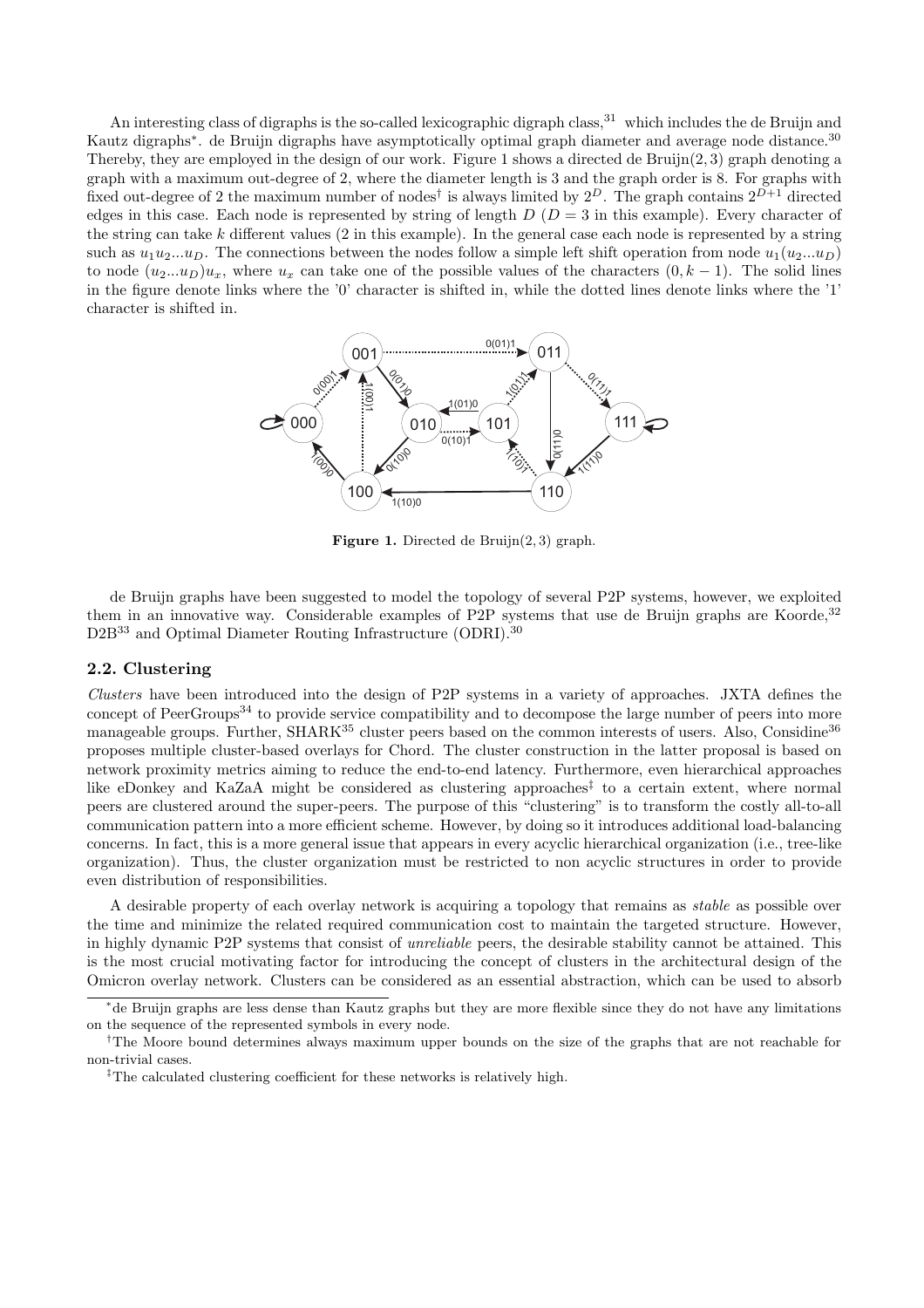An interesting class of digraphs is the so-called lexicographic digraph class,[31] which includes the de Bruijn and Kautz digraphs*. de Bruijn digraphs have asymptotically optimal graph diameter and average node distance.[30] Thereby, they are employed in the design of our work. Figure 1 shows a directed de Bruijn$(2, 3)$ graph denoting a graph with a maximum out-degree of 2, where the diameter length is 3 and the graph order is 8. For graphs with fixed out-degree of 2 the maximum number of nodes† is always limited by $2^D$. The graph contains $2^{D+1}$ directed edges in this case. Each node is represented by string of length $D$ ($D = 3$ in this example). Every character of the string can take $k$ different values (2 in this example). In the general case each node is represented by a string such as $u_1u_2...u_D$. The connections between the nodes follow a simple left shift operation from node $u_1(u_2...u_D)$ to node $(u_2...u_D)u_x$, where $u_x$ can take one of the possible values of the characters $(0, k-1)$. The solid lines in the figure denote links where the '0' character is shifted in, while the dotted lines denote links where the '1' character is shifted in.

000
001
010
011
100
101
110
111
0(00)1
0(01)0
0(01)1
1(00)1
1(01)0
1(01)1
0(10)1
0(10)0
0(11)1
0(11)0
1(10)1
1(00)0
1(11)0
1(10)0

**Figure 1.** Directed de Bruijn$(2, 3)$ graph.

de Bruijn graphs have been suggested to model the topology of several P2P systems, however, we exploited them in an innovative way. Considerable examples of P2P systems that use de Bruijn graphs are Koorde,[32] D2B[33] and Optimal Diameter Routing Infrastructure (ODRI).[30]

## 2.2. Clustering

*Clusters* have been introduced into the design of P2P systems in a variety of approaches. JXTA defines the concept of PeerGroups[34] to provide service compatibility and to decompose the large number of peers into more manageable groups. Further, SHARK[35] cluster peers based on the common interests of users. Also, Considine[36] proposes multiple cluster-based overlays for Chord. The cluster construction in the latter proposal is based on network proximity metrics aiming to reduce the end-to-end latency. Furthermore, even hierarchical approaches like eDonkey and KaZaA might be considered as clustering approaches‡ to a certain extent, where normal peers are clustered around the super-peers. The purpose of this "clustering" is to transform the costly all-to-all communication pattern into a more efficient scheme. However, by doing so it introduces additional load-balancing concerns. In fact, this is a more general issue that appears in every acyclic hierarchical organization (i.e., tree-like organization). Thus, the cluster organization must be restricted to non acyclic structures in order to provide even distribution of responsibilities.

A desirable property of each overlay network is acquiring a topology that remains as *stable* as possible over the time and minimize the related required communication cost to maintain the targeted structure. However, in highly dynamic P2P systems that consist of *unreliable* peers, the desirable stability cannot be attained. This is the most crucial motivating factor for introducing the concept of clusters in the architectural design of the Omicron overlay network. Clusters can be considered as an essential abstraction, which can be used to absorb

*de Bruijn graphs are less dense than Kautz graphs but they are more flexible since they do not have any limitations on the sequence of the represented symbols in every node.

†The Moore bound determines always maximum upper bounds on the size of the graphs that are not reachable for non-trivial cases.

‡The calculated clustering coefficient for these networks is relatively high.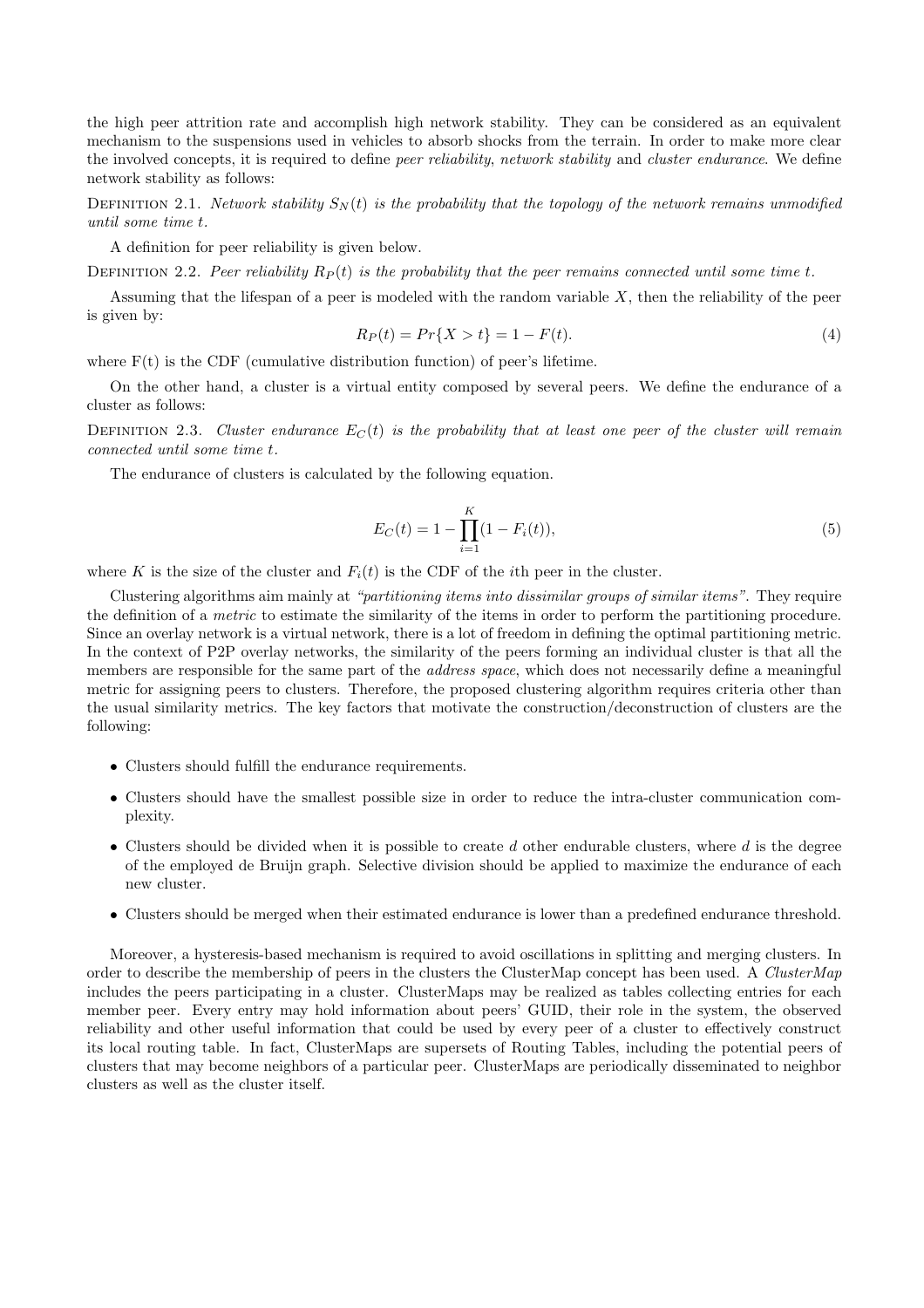the high peer attrition rate and accomplish high network stability. They can be considered as an equivalent mechanism to the suspensions used in vehicles to absorb shocks from the terrain. In order to make more clear the involved concepts, it is required to define *peer reliability*, *network stability* and *cluster endurance*. We define network stability as follows:

Definition 2.1. *Network stability $S_N(t)$ is the probability that the topology of the network remains unmodified until some time $t$.*

A definition for peer reliability is given below.

Definition 2.2. *Peer reliability $R_P(t)$ is the probability that the peer remains connected until some time $t$.*

Assuming that the lifespan of a peer is modeled with the random variable $X$, then the reliability of the peer is given by:

$$R_P(t) = Pr\{X > t\} = 1 - F(t). \tag{4}$$

where F(t) is the CDF (cumulative distribution function) of peer's lifetime.

On the other hand, a cluster is a virtual entity composed by several peers. We define the endurance of a cluster as follows:

Definition 2.3. *Cluster endurance $E_C(t)$ is the probability that at least one peer of the cluster will remain connected until some time $t$.*

The endurance of clusters is calculated by the following equation.

$$E_C(t) = 1 - \prod_{i=1}^{K}(1 - F_i(t)), \tag{5}$$

where $K$ is the size of the cluster and $F_i(t)$ is the CDF of the $i$th peer in the cluster.

Clustering algorithms aim mainly at *"partitioning items into dissimilar groups of similar items"*. They require the definition of a *metric* to estimate the similarity of the items in order to perform the partitioning procedure. Since an overlay network is a virtual network, there is a lot of freedom in defining the optimal partitioning metric. In the context of P2P overlay networks, the similarity of the peers forming an individual cluster is that all the members are responsible for the same part of the *address space*, which does not necessarily define a meaningful metric for assigning peers to clusters. Therefore, the proposed clustering algorithm requires criteria other than the usual similarity metrics. The key factors that motivate the construction/deconstruction of clusters are the following:

- Clusters should fulfill the endurance requirements.
- Clusters should have the smallest possible size in order to reduce the intra-cluster communication complexity.
- Clusters should be divided when it is possible to create $d$ other endurable clusters, where $d$ is the degree of the employed de Bruijn graph. Selective division should be applied to maximize the endurance of each new cluster.
- Clusters should be merged when their estimated endurance is lower than a predefined endurance threshold.

Moreover, a hysteresis-based mechanism is required to avoid oscillations in splitting and merging clusters. In order to describe the membership of peers in the clusters the ClusterMap concept has been used. A *ClusterMap* includes the peers participating in a cluster. ClusterMaps may be realized as tables collecting entries for each member peer. Every entry may hold information about peers' GUID, their role in the system, the observed reliability and other useful information that could be used by every peer of a cluster to effectively construct its local routing table. In fact, ClusterMaps are supersets of Routing Tables, including the potential peers of clusters that may become neighbors of a particular peer. ClusterMaps are periodically disseminated to neighbor clusters as well as the cluster itself.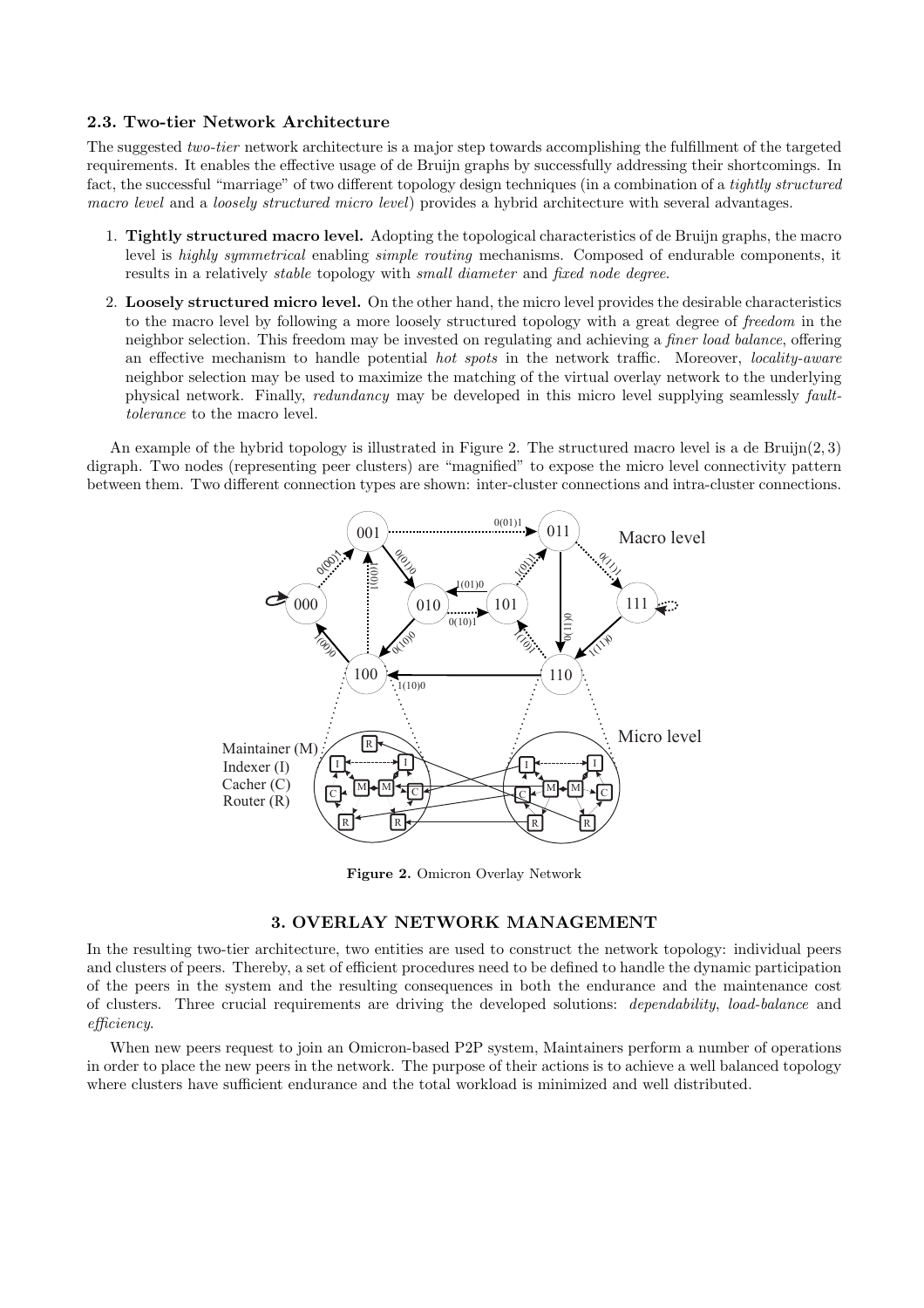### 2.3. Two-tier Network Architecture

The suggested *two-tier* network architecture is a major step towards accomplishing the fulfillment of the targeted requirements. It enables the effective usage of de Bruijn graphs by successfully addressing their shortcomings. In fact, the successful "marriage" of two different topology design techniques (in a combination of a *tightly structured macro level* and a *loosely structured micro level*) provides a hybrid architecture with several advantages.

1. **Tightly structured macro level.** Adopting the topological characteristics of de Bruijn graphs, the macro level is *highly symmetrical* enabling *simple routing* mechanisms. Composed of endurable components, it results in a relatively *stable* topology with *small diameter* and *fixed node degree*.
2. **Loosely structured micro level.** On the other hand, the micro level provides the desirable characteristics to the macro level by following a more loosely structured topology with a great degree of *freedom* in the neighbor selection. This freedom may be invested on regulating and achieving a *finer load balance*, offering an effective mechanism to handle potential *hot spots* in the network traffic. Moreover, *locality-aware* neighbor selection may be used to maximize the matching of the virtual overlay network to the underlying physical network. Finally, *redundancy* may be developed in this micro level supplying seamlessly *fault-tolerance* to the macro level.

An example of the hybrid topology is illustrated in Figure 2. The structured macro level is a de Bruijn$(2, 3)$ digraph. Two nodes (representing peer clusters) are "magnified" to expose the micro level connectivity pattern between them. Two different connection types are shown: inter-cluster connections and intra-cluster connections.

Macro level

000
001
010
011
100
101
110
111
0(00)1
0(01)0
0(01)1
1(00)1
1(01)0
0(10)1
1(01)1
0(11)1
0(11)0
1(00)0
0(10)0
1(10)0
1(10)1
1(11)0

Micro level

Maintainer (M)
Indexer (I)
Cacher (C)
Router (R)

**Figure 2.** Omicron Overlay Network

## 3. OVERLAY NETWORK MANAGEMENT

In the resulting two-tier architecture, two entities are used to construct the network topology: individual peers and clusters of peers. Thereby, a set of efficient procedures need to be defined to handle the dynamic participation of the peers in the system and the resulting consequences in both the endurance and the maintenance cost of clusters. Three crucial requirements are driving the developed solutions: *dependability*, *load-balance* and *efficiency*.

When new peers request to join an Omicron-based P2P system, Maintainers perform a number of operations in order to place the new peers in the network. The purpose of their actions is to achieve a well balanced topology where clusters have sufficient endurance and the total workload is minimized and well distributed.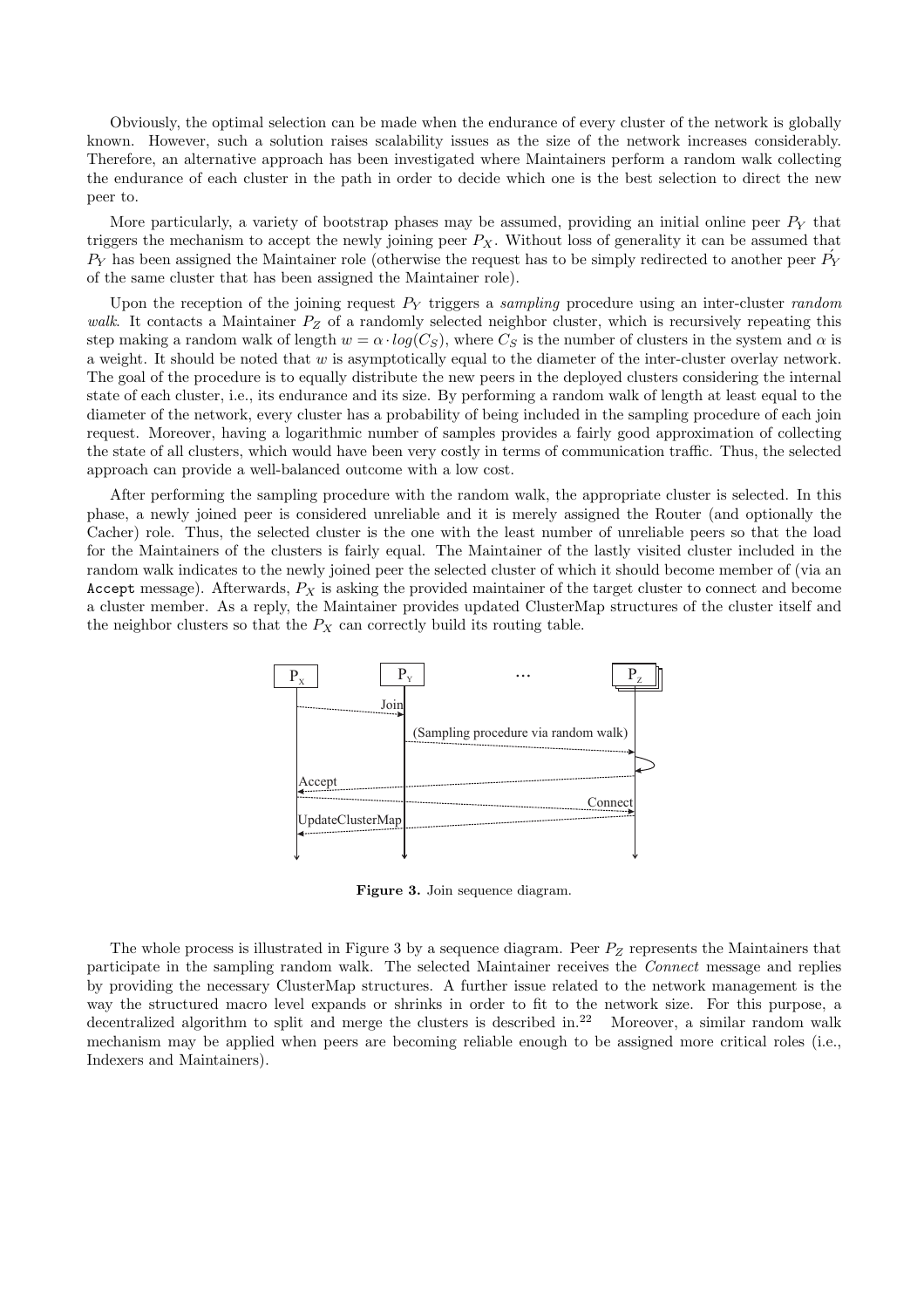Obviously, the optimal selection can be made when the endurance of every cluster of the network is globally known. However, such a solution raises scalability issues as the size of the network increases considerably. Therefore, an alternative approach has been investigated where Maintainers perform a random walk collecting the endurance of each cluster in the path in order to decide which one is the best selection to direct the new peer to.

More particularly, a variety of bootstrap phases may be assumed, providing an initial online peer $P_Y$ that triggers the mechanism to accept the newly joining peer $P_X$. Without loss of generality it can be assumed that $P_Y$ has been assigned the Maintainer role (otherwise the request has to be simply redirected to another peer $\acute{P_Y}$ of the same cluster that has been assigned the Maintainer role).

Upon the reception of the joining request $P_Y$ triggers a *sampling* procedure using an inter-cluster *random walk*. It contacts a Maintainer $P_Z$ of a randomly selected neighbor cluster, which is recursively repeating this step making a random walk of length $w = \alpha \cdot log(C_S)$, where $C_S$ is the number of clusters in the system and $\alpha$ is a weight. It should be noted that $w$ is asymptotically equal to the diameter of the inter-cluster overlay network. The goal of the procedure is to equally distribute the new peers in the deployed clusters considering the internal state of each cluster, i.e., its endurance and its size. By performing a random walk of length at least equal to the diameter of the network, every cluster has a probability of being included in the sampling procedure of each join request. Moreover, having a logarithmic number of samples provides a fairly good approximation of collecting the state of all clusters, which would have been very costly in terms of communication traffic. Thus, the selected approach can provide a well-balanced outcome with a low cost.

After performing the sampling procedure with the random walk, the appropriate cluster is selected. In this phase, a newly joined peer is considered unreliable and it is merely assigned the Router (and optionally the Cacher) role. Thus, the selected cluster is the one with the least number of unreliable peers so that the load for the Maintainers of the clusters is fairly equal. The Maintainer of the lastly visited cluster included in the random walk indicates to the newly joined peer the selected cluster of which it should become member of (via an `Accept` message). Afterwards, $P_X$ is asking the provided maintainer of the target cluster to connect and become a cluster member. As a reply, the Maintainer provides updated ClusterMap structures of the cluster itself and the neighbor clusters so that the $P_X$ can correctly build its routing table.

$P_X$

$P_Y$

...

$P_Z$

Join

(Sampling procedure via random walk)

Accept

Connect

UpdateClusterMap

**Figure 3.** Join sequence diagram.

The whole process is illustrated in Figure 3 by a sequence diagram. Peer $P_Z$ represents the Maintainers that participate in the sampling random walk. The selected Maintainer receives the *Connect* message and replies by providing the necessary ClusterMap structures. A further issue related to the network management is the way the structured macro level expands or shrinks in order to fit to the network size. For this purpose, a decentralized algorithm to split and merge the clusters is described in.[22] Moreover, a similar random walk mechanism may be applied when peers are becoming reliable enough to be assigned more critical roles (i.e., Indexers and Maintainers).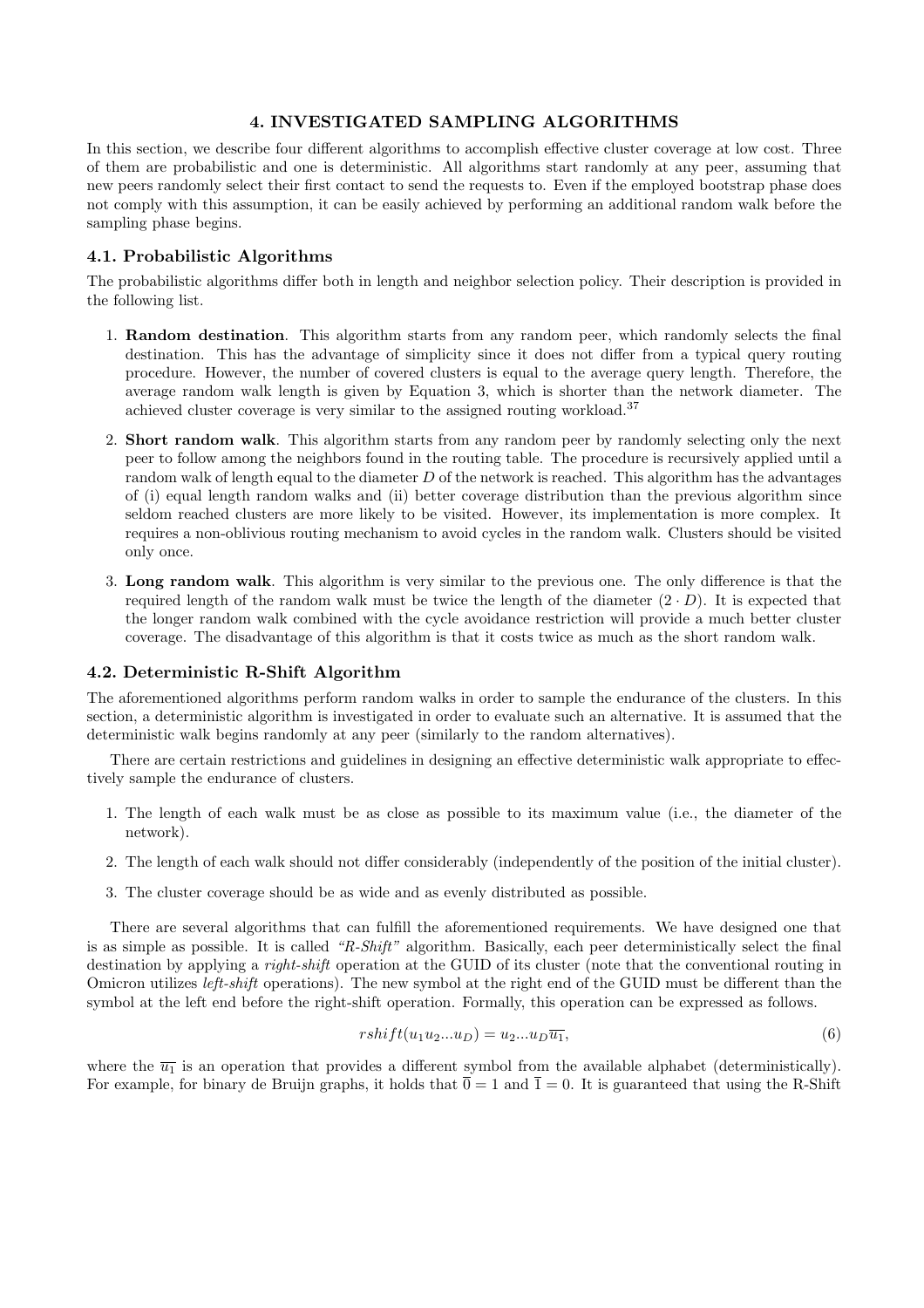## 4. INVESTIGATED SAMPLING ALGORITHMS

In this section, we describe four different algorithms to accomplish effective cluster coverage at low cost. Three of them are probabilistic and one is deterministic. All algorithms start randomly at any peer, assuming that new peers randomly select their first contact to send the requests to. Even if the employed bootstrap phase does not comply with this assumption, it can be easily achieved by performing an additional random walk before the sampling phase begins.

### 4.1. Probabilistic Algorithms

The probabilistic algorithms differ both in length and neighbor selection policy. Their description is provided in the following list.

1. **Random destination**. This algorithm starts from any random peer, which randomly selects the final destination. This has the advantage of simplicity since it does not differ from a typical query routing procedure. However, the number of covered clusters is equal to the average query length. Therefore, the average random walk length is given by Equation 3, which is shorter than the network diameter. The achieved cluster coverage is very similar to the assigned routing workload.[37]

2. **Short random walk**. This algorithm starts from any random peer by randomly selecting only the next peer to follow among the neighbors found in the routing table. The procedure is recursively applied until a random walk of length equal to the diameter $D$ of the network is reached. This algorithm has the advantages of (i) equal length random walks and (ii) better coverage distribution than the previous algorithm since seldom reached clusters are more likely to be visited. However, its implementation is more complex. It requires a non-oblivious routing mechanism to avoid cycles in the random walk. Clusters should be visited only once.

3. **Long random walk**. This algorithm is very similar to the previous one. The only difference is that the required length of the random walk must be twice the length of the diameter $(2 \cdot D)$. It is expected that the longer random walk combined with the cycle avoidance restriction will provide a much better cluster coverage. The disadvantage of this algorithm is that it costs twice as much as the short random walk.

### 4.2. Deterministic R-Shift Algorithm

The aforementioned algorithms perform random walks in order to sample the endurance of the clusters. In this section, a deterministic algorithm is investigated in order to evaluate such an alternative. It is assumed that the deterministic walk begins randomly at any peer (similarly to the random alternatives).

There are certain restrictions and guidelines in designing an effective deterministic walk appropriate to effectively sample the endurance of clusters.

1. The length of each walk must be as close as possible to its maximum value (i.e., the diameter of the network).

2. The length of each walk should not differ considerably (independently of the position of the initial cluster).

3. The cluster coverage should be as wide and as evenly distributed as possible.

There are several algorithms that can fulfill the aforementioned requirements. We have designed one that is as simple as possible. It is called *"R-Shift"* algorithm. Basically, each peer deterministically select the final destination by applying a *right-shift* operation at the GUID of its cluster (note that the conventional routing in Omicron utilizes *left-shift* operations). The new symbol at the right end of the GUID must be different than the symbol at the left end before the right-shift operation. Formally, this operation can be expressed as follows.

$$rshift(u_1 u_2 ... u_D) = u_2 ... u_D \overline{u_1}, \tag{6}$$

where the $\overline{u_1}$ is an operation that provides a different symbol from the available alphabet (deterministically). For example, for binary de Bruijn graphs, it holds that $\overline{0} = 1$ and $\overline{1} = 0$. It is guaranteed that using the R-Shift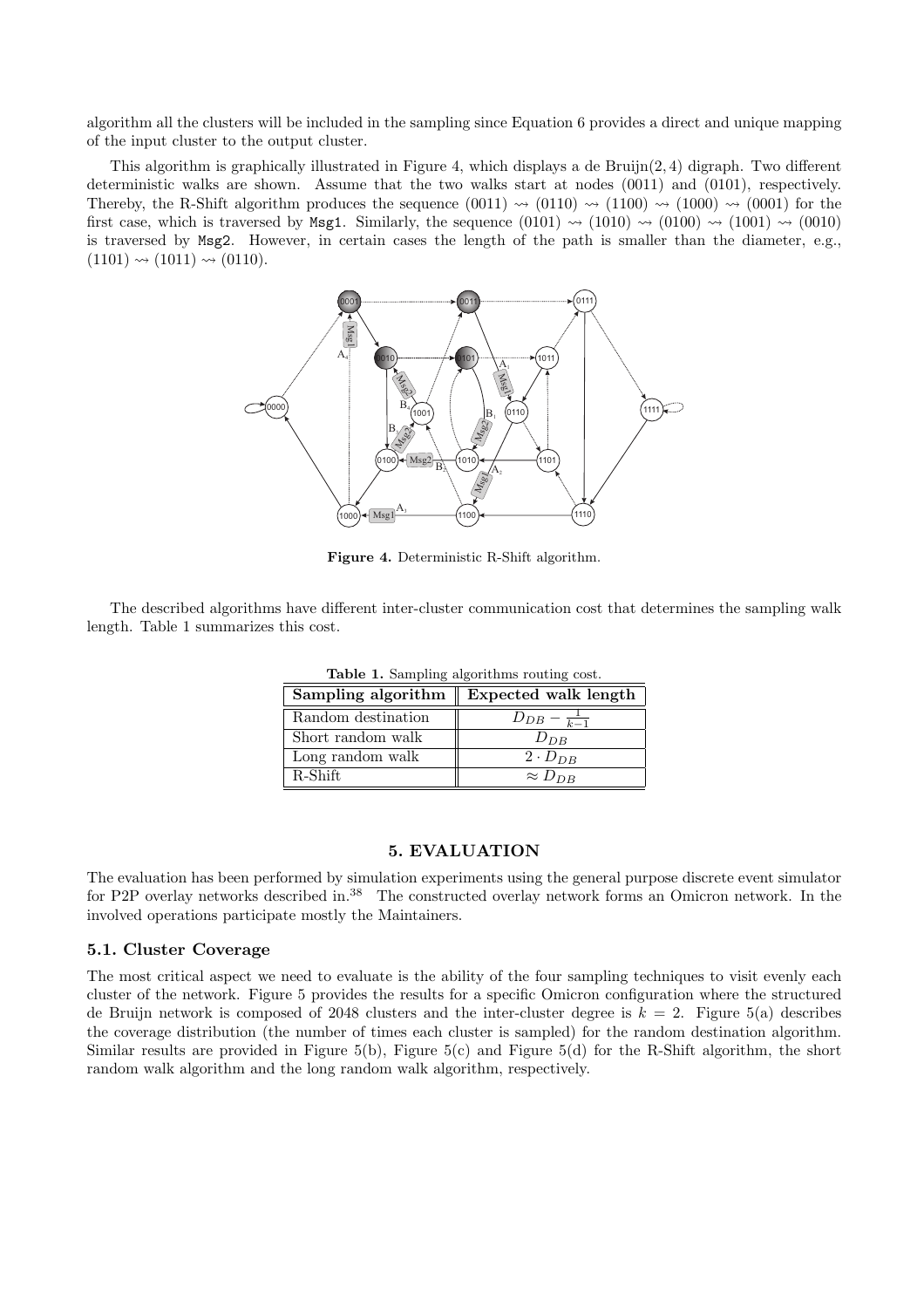algorithm all the clusters will be included in the sampling since Equation 6 provides a direct and unique mapping of the input cluster to the output cluster.

This algorithm is graphically illustrated in Figure 4, which displays a de Bruijn(2, 4) digraph. Two different deterministic walks are shown. Assume that the two walks start at nodes (0011) and (0101), respectively. Thereby, the R-Shift algorithm produces the sequence (0011) $\rightsquigarrow$ (0110) $\rightsquigarrow$ (1100) $\rightsquigarrow$ (1000) $\rightsquigarrow$ (0001) for the first case, which is traversed by `Msg1`. Similarly, the sequence (0101) $\rightsquigarrow$ (1010) $\rightsquigarrow$ (0100) $\rightsquigarrow$ (1001) $\rightsquigarrow$ (0010) is traversed by `Msg2`. However, in certain cases the length of the path is smaller than the diameter, e.g., (1101) $\rightsquigarrow$ (1011) $\rightsquigarrow$ (0110).

0001
0011
0111
0010
0101
1011
0000
1001
0110
1111
0100
1010
1101
1000
1100
1110
Msg1
Msg2
A1
A2
A3
A4
B1
B2
B3
B4

**Figure 4.** Deterministic R-Shift algorithm.

The described algorithms have different inter-cluster communication cost that determines the sampling walk length. Table 1 summarizes this cost.

**Table 1.** Sampling algorithms routing cost.

| Sampling algorithm | Expected walk length |
|---|---|
| Random destination | $D_{DB} - \frac{1}{k-1}$ |
| Short random walk | $D_{DB}$ |
| Long random walk | $2 \cdot D_{DB}$ |
| R-Shift | $\approx D_{DB}$ |

## 5. EVALUATION

The evaluation has been performed by simulation experiments using the general purpose discrete event simulator for P2P overlay networks described in.[38] The constructed overlay network forms an Omicron network. In the involved operations participate mostly the Maintainers.

### 5.1. Cluster Coverage

The most critical aspect we need to evaluate is the ability of the four sampling techniques to visit evenly each cluster of the network. Figure 5 provides the results for a specific Omicron configuration where the structured de Bruijn network is composed of 2048 clusters and the inter-cluster degree is $k = 2$. Figure 5(a) describes the coverage distribution (the number of times each cluster is sampled) for the random destination algorithm. Similar results are provided in Figure 5(b), Figure 5(c) and Figure 5(d) for the R-Shift algorithm, the short random walk algorithm and the long random walk algorithm, respectively.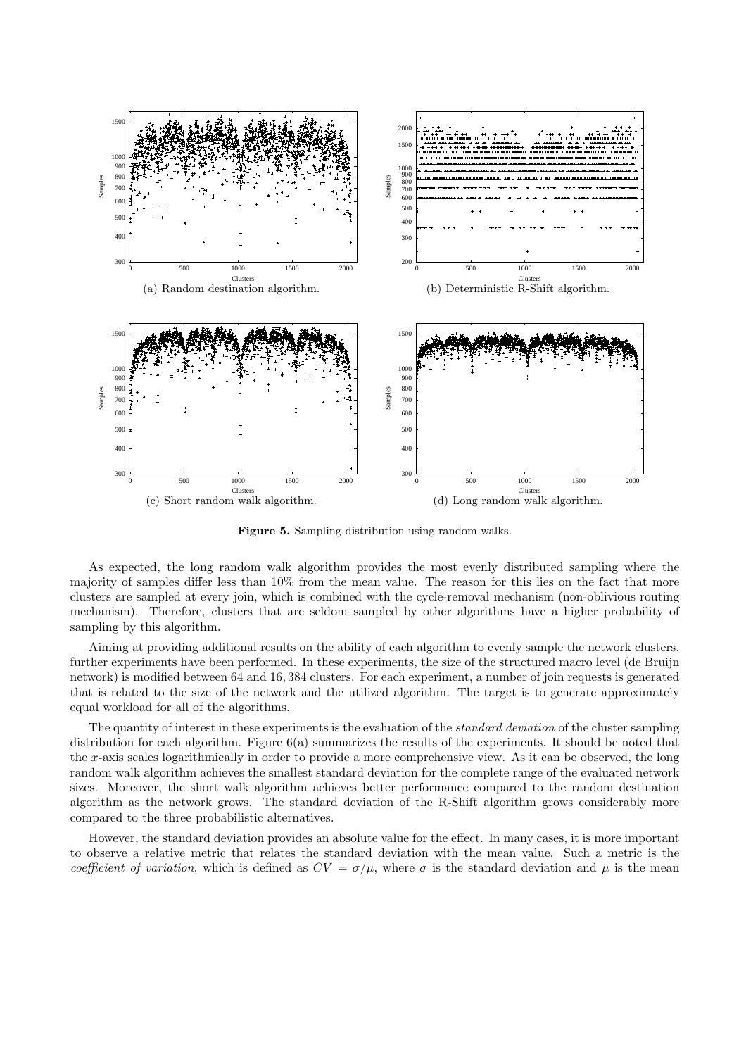(a) Random destination algorithm.

(b) Deterministic R-Shift algorithm.

(c) Short random walk algorithm.

(d) Long random walk algorithm.

**Figure 5.** Sampling distribution using random walks.

As expected, the long random walk algorithm provides the most evenly distributed sampling where the majority of samples differ less than 10% from the mean value. The reason for this lies on the fact that more clusters are sampled at every join, which is combined with the cycle-removal mechanism (non-oblivious routing mechanism). Therefore, clusters that are seldom sampled by other algorithms have a higher probability of sampling by this algorithm.

Aiming at providing additional results on the ability of each algorithm to evenly sample the network clusters, further experiments have been performed. In these experiments, the size of the structured macro level (de Bruijn network) is modified between 64 and 16,384 clusters. For each experiment, a number of join requests is generated that is related to the size of the network and the utilized algorithm. The target is to generate approximately equal workload for all of the algorithms.

The quantity of interest in these experiments is the evaluation of the *standard deviation* of the cluster sampling distribution for each algorithm. Figure 6(a) summarizes the results of the experiments. It should be noted that the $x$-axis scales logarithmically in order to provide a more comprehensive view. As it can be observed, the long random walk algorithm achieves the smallest standard deviation for the complete range of the evaluated network sizes. Moreover, the short walk algorithm achieves better performance compared to the random destination algorithm as the network grows. The standard deviation of the R-Shift algorithm grows considerably more compared to the three probabilistic alternatives.

However, the standard deviation provides an absolute value for the effect. In many cases, it is more important to observe a relative metric that relates the standard deviation with the mean value. Such a metric is the *coefficient of variation*, which is defined as $CV = \sigma/\mu$, where $\sigma$ is the standard deviation and $\mu$ is the mean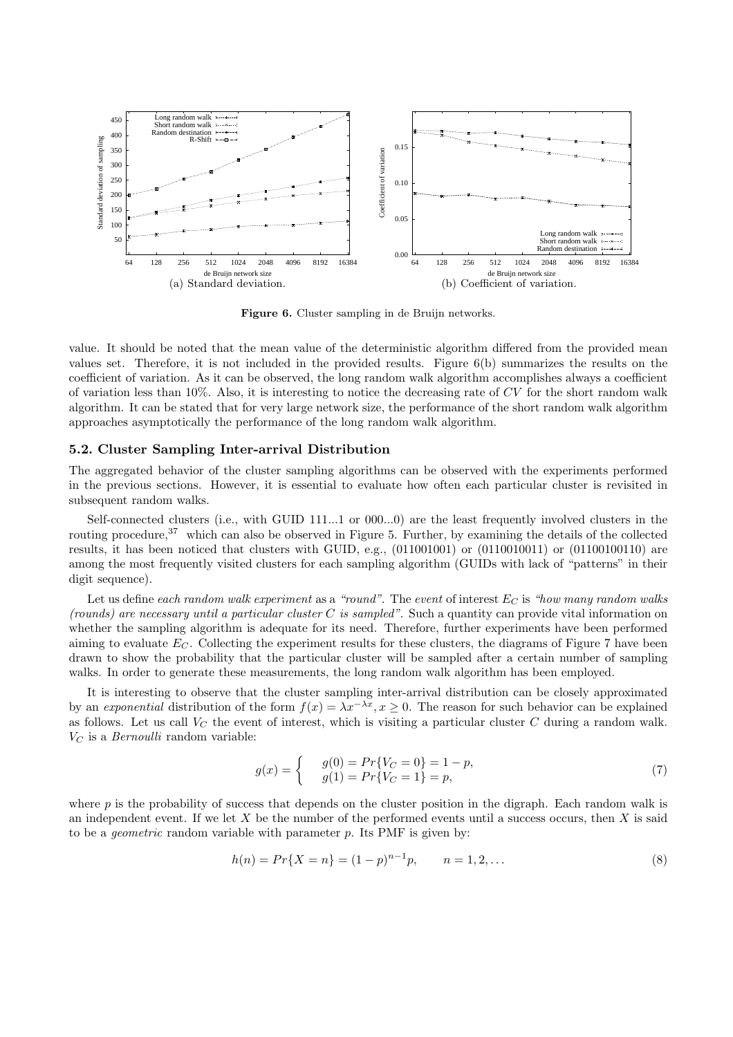450
400
350
300
250
200
150
100
50

Standard deviation of sampling

Long random walk
Short random walk
Random destination
R-Shift

64 128 256 512 1024 2048 4096 8192 16384

de Bruijn network size

(a) Standard deviation.

0.15
0.10
0.05
0.00

Coefficient of variation

Long random walk
Short random walk
Random destination

64 128 256 512 1024 2048 4096 8192 16384

de Bruijn network size

(b) Coefficient of variation.

**Figure 6.** Cluster sampling in de Bruijn networks.

value. It should be noted that the mean value of the deterministic algorithm differed from the provided mean values set. Therefore, it is not included in the provided results. Figure 6(b) summarizes the results on the coefficient of variation. As it can be observed, the long random walk algorithm accomplishes always a coefficient of variation less than 10%. Also, it is interesting to notice the decreasing rate of $CV$ for the short random walk algorithm. It can be stated that for very large network size, the performance of the short random walk algorithm approaches asymptotically the performance of the long random walk algorithm.

### 5.2. Cluster Sampling Inter-arrival Distribution

The aggregated behavior of the cluster sampling algorithms can be observed with the experiments performed in the previous sections. However, it is essential to evaluate how often each particular cluster is revisited in subsequent random walks.

Self-connected clusters (i.e., with GUID 111...1 or 000...0) are the least frequently involved clusters in the routing procedure,[37] which can also be observed in Figure 5. Further, by examining the details of the collected results, it has been noticed that clusters with GUID, e.g., (011001001) or (0110010011) or (01100100110) are among the most frequently visited clusters for each sampling algorithm (GUIDs with lack of "patterns" in their digit sequence).

Let us define *each random walk experiment* as a *"round"*. The *event* of interest $E_C$ is *"how many random walks (rounds) are necessary until a particular cluster $C$ is sampled"*. Such a quantity can provide vital information on whether the sampling algorithm is adequate for its need. Therefore, further experiments have been performed aiming to evaluate $E_C$. Collecting the experiment results for these clusters, the diagrams of Figure 7 have been drawn to show the probability that the particular cluster will be sampled after a certain number of sampling walks. In order to generate these measurements, the long random walk algorithm has been employed.

It is interesting to observe that the cluster sampling inter-arrival distribution can be closely approximated by an *exponential* distribution of the form $f(x) = \lambda x^{-\lambda x}, x \geq 0$. The reason for such behavior can be explained as follows. Let us call $V_C$ the event of interest, which is visiting a particular cluster $C$ during a random walk. $V_C$ is a *Bernoulli* random variable:

$$g(x) = \begin{cases} g(0) = Pr\{V_C = 0\} = 1 - p, \\ g(1) = Pr\{V_C = 1\} = p, \end{cases} \tag{7}$$

where $p$ is the probability of success that depends on the cluster position in the digraph. Each random walk is an independent event. If we let $X$ be the number of the performed events until a success occurs, then $X$ is said to be a *geometric* random variable with parameter $p$. Its PMF is given by:

$$h(n) = Pr\{X = n\} = (1 - p)^{n-1} p, \qquad n = 1, 2, \ldots \tag{8}$$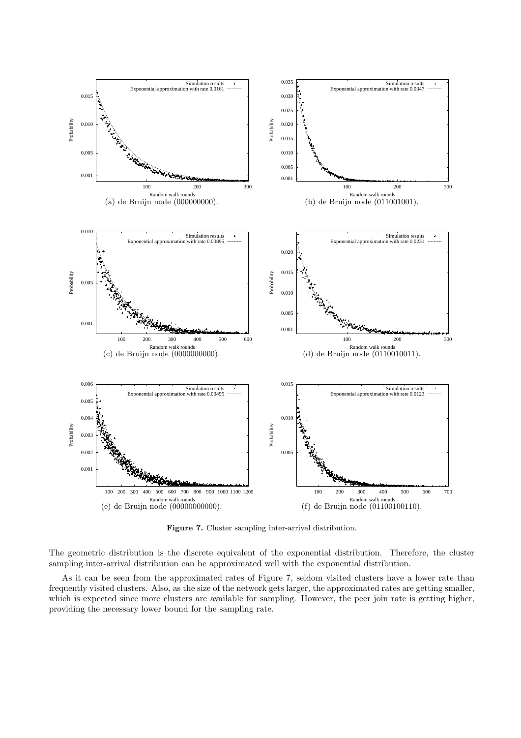(a) de Bruijn node (000000000).

(b) de Bruijn node (011001001).

(c) de Bruijn node (0000000000).

(d) de Bruijn node (0110010011).

(e) de Bruijn node (00000000000).

(f) de Bruijn node (01100100110).

**Figure 7.** Cluster sampling inter-arrival distribution.

The geometric distribution is the discrete equivalent of the exponential distribution. Therefore, the cluster sampling inter-arrival distribution can be approximated well with the exponential distribution.

As it can be seen from the approximated rates of Figure 7, seldom visited clusters have a lower rate than frequently visited clusters. Also, as the size of the network gets larger, the approximated rates are getting smaller, which is expected since more clusters are available for sampling. However, the peer join rate is getting higher, providing the necessary lower bound for the sampling rate.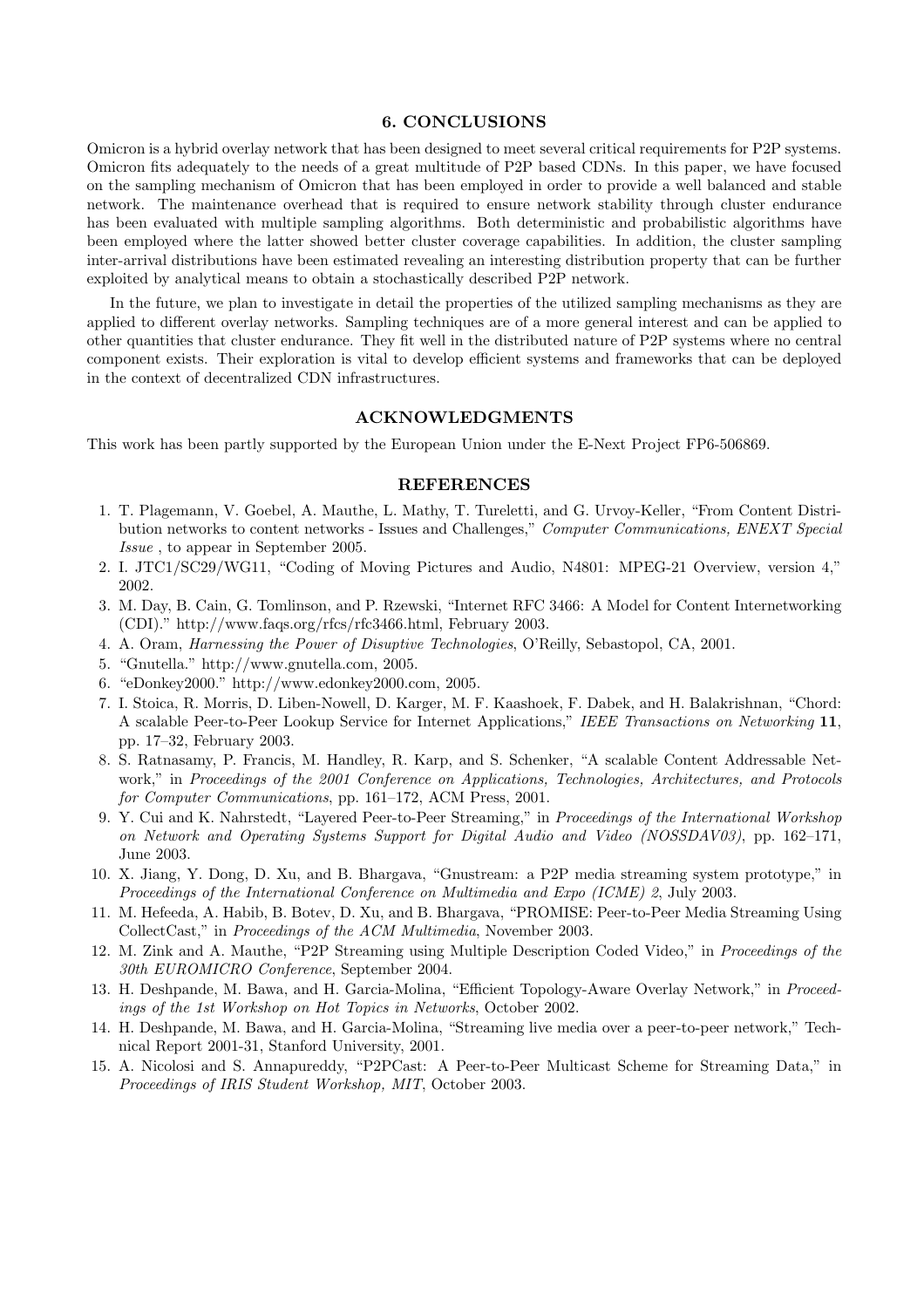## 6. CONCLUSIONS

Omicron is a hybrid overlay network that has been designed to meet several critical requirements for P2P systems. Omicron fits adequately to the needs of a great multitude of P2P based CDNs. In this paper, we have focused on the sampling mechanism of Omicron that has been employed in order to provide a well balanced and stable network. The maintenance overhead that is required to ensure network stability through cluster endurance has been evaluated with multiple sampling algorithms. Both deterministic and probabilistic algorithms have been employed where the latter showed better cluster coverage capabilities. In addition, the cluster sampling inter-arrival distributions have been estimated revealing an interesting distribution property that can be further exploited by analytical means to obtain a stochastically described P2P network.

In the future, we plan to investigate in detail the properties of the utilized sampling mechanisms as they are applied to different overlay networks. Sampling techniques are of a more general interest and can be applied to other quantities that cluster endurance. They fit well in the distributed nature of P2P systems where no central component exists. Their exploration is vital to develop efficient systems and frameworks that can be deployed in the context of decentralized CDN infrastructures.

## ACKNOWLEDGMENTS

This work has been partly supported by the European Union under the E-Next Project FP6-506869.

## REFERENCES

1. T. Plagemann, V. Goebel, A. Mauthe, L. Mathy, T. Tureletti, and G. Urvoy-Keller, "From Content Distribution networks to content networks - Issues and Challenges," *Computer Communications, ENEXT Special Issue* , to appear in September 2005.
2. I. JTC1/SC29/WG11, "Coding of Moving Pictures and Audio, N4801: MPEG-21 Overview, version 4," 2002.
3. M. Day, B. Cain, G. Tomlinson, and P. Rzewski, "Internet RFC 3466: A Model for Content Internetworking (CDI)." http://www.faqs.org/rfcs/rfc3466.html, February 2003.
4. A. Oram, *Harnessing the Power of Disuptive Technologies*, O'Reilly, Sebastopol, CA, 2001.
5. "Gnutella." http://www.gnutella.com, 2005.
6. "eDonkey2000." http://www.edonkey2000.com, 2005.
7. I. Stoica, R. Morris, D. Liben-Nowell, D. Karger, M. F. Kaashoek, F. Dabek, and H. Balakrishnan, "Chord: A scalable Peer-to-Peer Lookup Service for Internet Applications," *IEEE Transactions on Networking* **11**, pp. 17–32, February 2003.
8. S. Ratnasamy, P. Francis, M. Handley, R. Karp, and S. Schenker, "A scalable Content Addressable Network," in *Proceedings of the 2001 Conference on Applications, Technologies, Architectures, and Protocols for Computer Communications*, pp. 161–172, ACM Press, 2001.
9. Y. Cui and K. Nahrstedt, "Layered Peer-to-Peer Streaming," in *Proceedings of the International Workshop on Network and Operating Systems Support for Digital Audio and Video (NOSSDAV03)*, pp. 162–171, June 2003.
10. X. Jiang, Y. Dong, D. Xu, and B. Bhargava, "Gnustream: a P2P media streaming system prototype," in *Proceedings of the International Conference on Multimedia and Expo (ICME) 2*, July 2003.
11. M. Hefeeda, A. Habib, B. Botev, D. Xu, and B. Bhargava, "PROMISE: Peer-to-Peer Media Streaming Using CollectCast," in *Proceedings of the ACM Multimedia*, November 2003.
12. M. Zink and A. Mauthe, "P2P Streaming using Multiple Description Coded Video," in *Proceedings of the 30th EUROMICRO Conference*, September 2004.
13. H. Deshpande, M. Bawa, and H. Garcia-Molina, "Efficient Topology-Aware Overlay Network," in *Proceedings of the 1st Workshop on Hot Topics in Networks*, October 2002.
14. H. Deshpande, M. Bawa, and H. Garcia-Molina, "Streaming live media over a peer-to-peer network," Technical Report 2001-31, Stanford University, 2001.
15. A. Nicolosi and S. Annapureddy, "P2PCast: A Peer-to-Peer Multicast Scheme for Streaming Data," in *Proceedings of IRIS Student Workshop, MIT*, October 2003.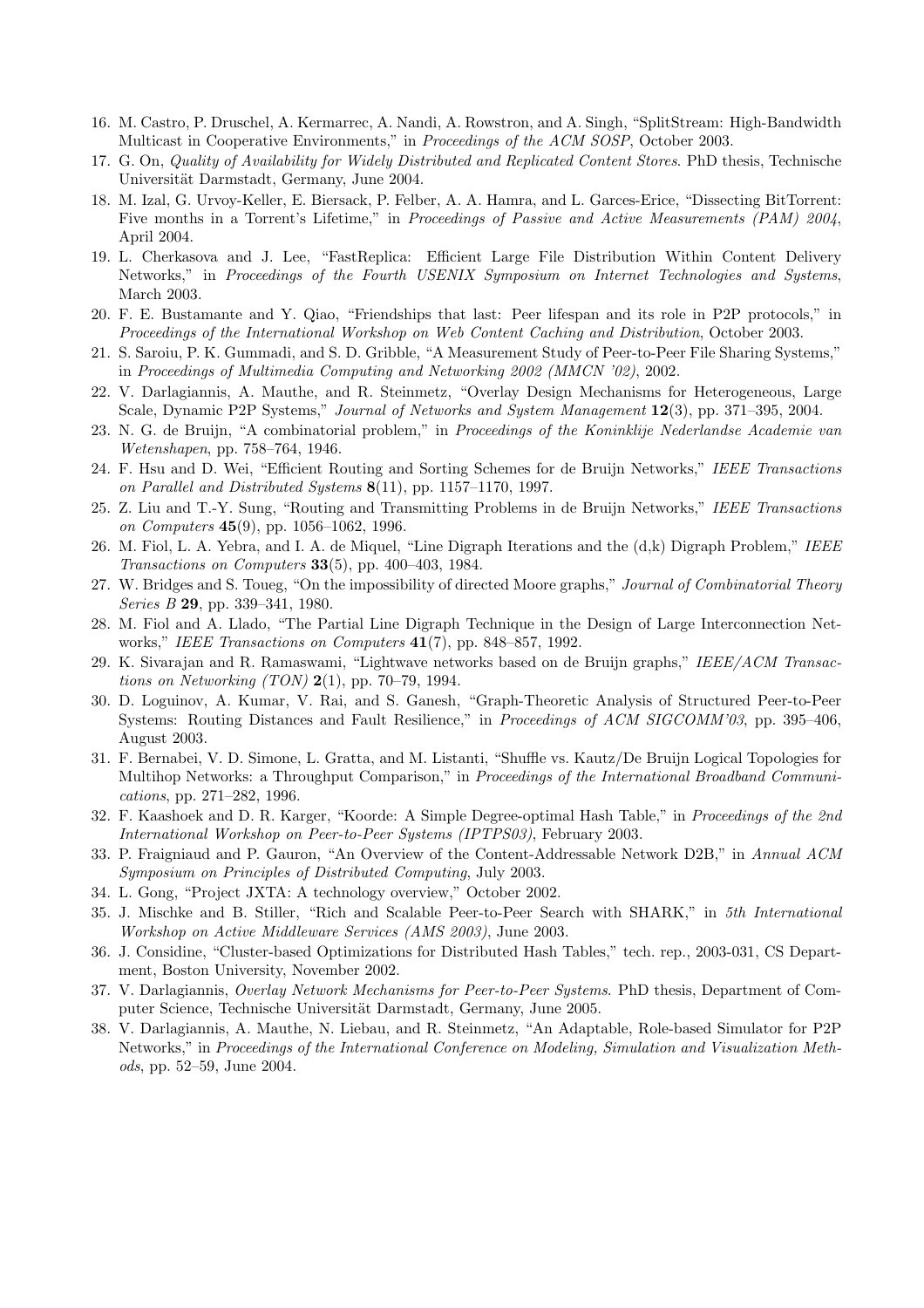16. M. Castro, P. Druschel, A. Kermarrec, A. Nandi, A. Rowstron, and A. Singh, "SplitStream: High-Bandwidth Multicast in Cooperative Environments," in *Proceedings of the ACM SOSP*, October 2003.
17. G. On, *Quality of Availability for Widely Distributed and Replicated Content Stores*. PhD thesis, Technische Universität Darmstadt, Germany, June 2004.
18. M. Izal, G. Urvoy-Keller, E. Biersack, P. Felber, A. A. Hamra, and L. Garces-Erice, "Dissecting BitTorrent: Five months in a Torrent's Lifetime," in *Proceedings of Passive and Active Measurements (PAM) 2004*, April 2004.
19. L. Cherkasova and J. Lee, "FastReplica: Efficient Large File Distribution Within Content Delivery Networks," in *Proceedings of the Fourth USENIX Symposium on Internet Technologies and Systems*, March 2003.
20. F. E. Bustamante and Y. Qiao, "Friendships that last: Peer lifespan and its role in P2P protocols," in *Proceedings of the International Workshop on Web Content Caching and Distribution*, October 2003.
21. S. Saroiu, P. K. Gummadi, and S. D. Gribble, "A Measurement Study of Peer-to-Peer File Sharing Systems," in *Proceedings of Multimedia Computing and Networking 2002 (MMCN '02)*, 2002.
22. V. Darlagiannis, A. Mauthe, and R. Steinmetz, "Overlay Design Mechanisms for Heterogeneous, Large Scale, Dynamic P2P Systems," *Journal of Networks and System Management* **12**(3), pp. 371–395, 2004.
23. N. G. de Bruijn, "A combinatorial problem," in *Proceedings of the Koninklije Nederlandse Academie van Wetenshapen*, pp. 758–764, 1946.
24. F. Hsu and D. Wei, "Efficient Routing and Sorting Schemes for de Bruijn Networks," *IEEE Transactions on Parallel and Distributed Systems* **8**(11), pp. 1157–1170, 1997.
25. Z. Liu and T.-Y. Sung, "Routing and Transmitting Problems in de Bruijn Networks," *IEEE Transactions on Computers* **45**(9), pp. 1056–1062, 1996.
26. M. Fiol, L. A. Yebra, and I. A. de Miquel, "Line Digraph Iterations and the (d,k) Digraph Problem," *IEEE Transactions on Computers* **33**(5), pp. 400–403, 1984.
27. W. Bridges and S. Toueg, "On the impossibility of directed Moore graphs," *Journal of Combinatorial Theory Series B* **29**, pp. 339–341, 1980.
28. M. Fiol and A. Llado, "The Partial Line Digraph Technique in the Design of Large Interconnection Networks," *IEEE Transactions on Computers* **41**(7), pp. 848–857, 1992.
29. K. Sivarajan and R. Ramaswami, "Lightwave networks based on de Bruijn graphs," *IEEE/ACM Transactions on Networking (TON)* **2**(1), pp. 70–79, 1994.
30. D. Loguinov, A. Kumar, V. Rai, and S. Ganesh, "Graph-Theoretic Analysis of Structured Peer-to-Peer Systems: Routing Distances and Fault Resilience," in *Proceedings of ACM SIGCOMM'03*, pp. 395–406, August 2003.
31. F. Bernabei, V. D. Simone, L. Gratta, and M. Listanti, "Shuffle vs. Kautz/De Bruijn Logical Topologies for Multihop Networks: a Throughput Comparison," in *Proceedings of the International Broadband Communications*, pp. 271–282, 1996.
32. F. Kaashoek and D. R. Karger, "Koorde: A Simple Degree-optimal Hash Table," in *Proceedings of the 2nd International Workshop on Peer-to-Peer Systems (IPTPS03)*, February 2003.
33. P. Fraigniaud and P. Gauron, "An Overview of the Content-Addressable Network D2B," in *Annual ACM Symposium on Principles of Distributed Computing*, July 2003.
34. L. Gong, "Project JXTA: A technology overview," October 2002.
35. J. Mischke and B. Stiller, "Rich and Scalable Peer-to-Peer Search with SHARK," in *5th International Workshop on Active Middleware Services (AMS 2003)*, June 2003.
36. J. Considine, "Cluster-based Optimizations for Distributed Hash Tables," tech. rep., 2003-031, CS Department, Boston University, November 2002.
37. V. Darlagiannis, *Overlay Network Mechanisms for Peer-to-Peer Systems*. PhD thesis, Department of Computer Science, Technische Universität Darmstadt, Germany, June 2005.
38. V. Darlagiannis, A. Mauthe, N. Liebau, and R. Steinmetz, "An Adaptable, Role-based Simulator for P2P Networks," in *Proceedings of the International Conference on Modeling, Simulation and Visualization Methods*, pp. 52–59, June 2004.